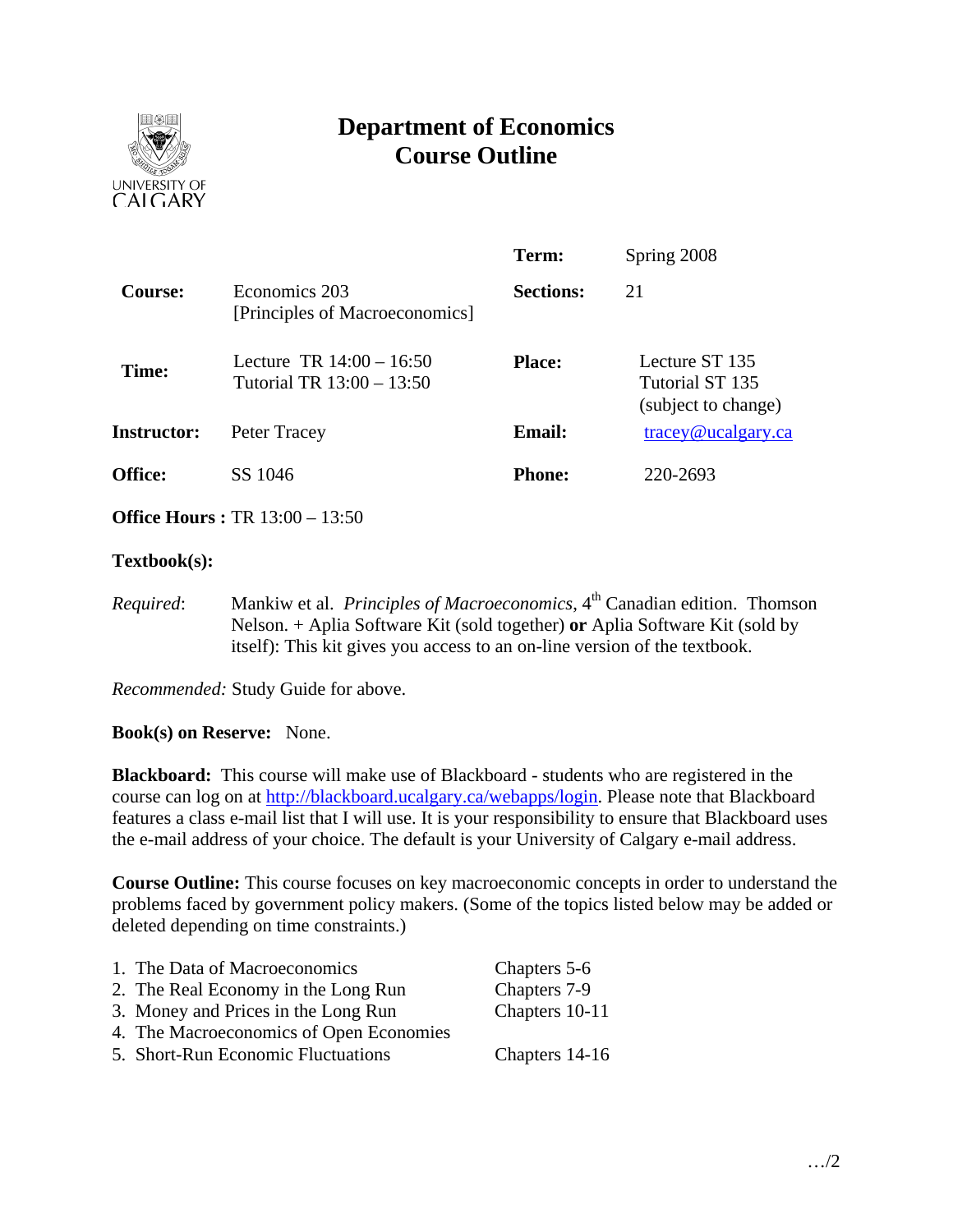# Department of Economics
# Course Outline

| | | | |
|---|---|---|---|
| | | **Term:** | Spring 2008 |
| **Course:** | Economics 203 [Principles of Macroeconomics] | **Sections:** | 21 |
| **Time:** | Lecture TR 14:00 – 16:50<br>Tutorial TR 13:00 – 13:50 | **Place:** | Lecture ST 135<br>Tutorial ST 135<br>(subject to change) |
| **Instructor:** | Peter Tracey | **Email:** | tracey@ucalgary.ca |
| **Office:** | SS 1046 | **Phone:** | 220-2693 |

**Office Hours :** TR 13:00 – 13:50

**Textbook(s):**

*Required*: Mankiw et al. *Principles of Macroeconomics*, 4th Canadian edition. Thomson Nelson. + Aplia Software Kit (sold together) **or** Aplia Software Kit (sold by itself): This kit gives you access to an on-line version of the textbook.

*Recommended:* Study Guide for above.

**Book(s) on Reserve:** None.

**Blackboard:** This course will make use of Blackboard - students who are registered in the course can log on at http://blackboard.ucalgary.ca/webapps/login. Please note that Blackboard features a class e-mail list that I will use. It is your responsibility to ensure that Blackboard uses the e-mail address of your choice. The default is your University of Calgary e-mail address.

**Course Outline:** This course focuses on key macroeconomic concepts in order to understand the problems faced by government policy makers. (Some of the topics listed below may be added or deleted depending on time constraints.)

| Topic | Chapters |
|---|---|
| 1. The Data of Macroeconomics | Chapters 5-6 |
| 2. The Real Economy in the Long Run | Chapters 7-9 |
| 3. Money and Prices in the Long Run | Chapters 10-11 |
| 4. The Macroeconomics of Open Economies | |
| 5. Short-Run Economic Fluctuations | Chapters 14-16 |

…/2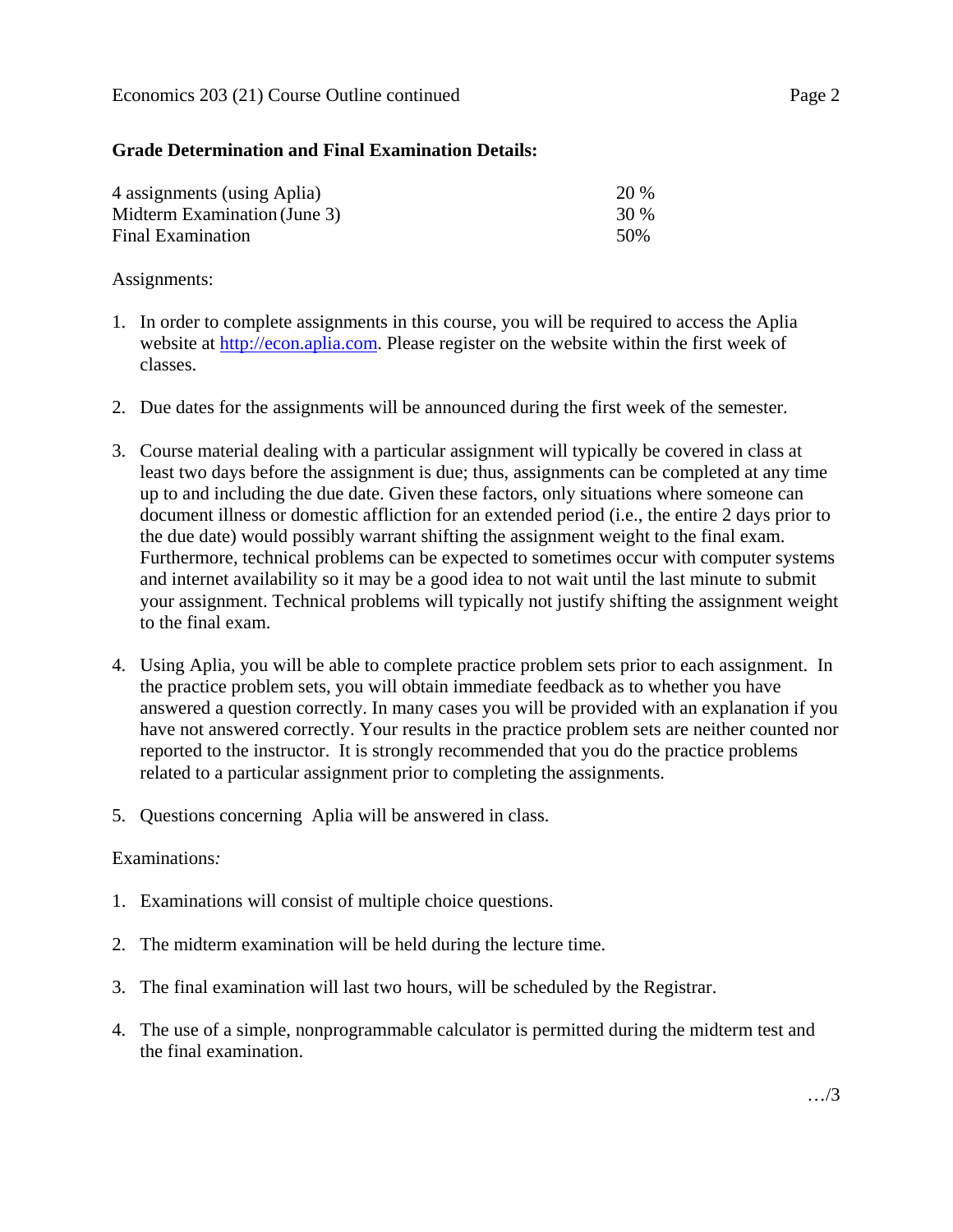**Grade Determination and Final Examination Details:**

| | |
|---|---|
| 4 assignments (using Aplia) | 20 % |
| Midterm Examination (June 3) | 30 % |
| Final Examination | 50% |

Assignments:

1. In order to complete assignments in this course, you will be required to access the Aplia website at http://econ.aplia.com. Please register on the website within the first week of classes.

2. Due dates for the assignments will be announced during the first week of the semester.

3. Course material dealing with a particular assignment will typically be covered in class at least two days before the assignment is due; thus, assignments can be completed at any time up to and including the due date. Given these factors, only situations where someone can document illness or domestic affliction for an extended period (i.e., the entire 2 days prior to the due date) would possibly warrant shifting the assignment weight to the final exam. Furthermore, technical problems can be expected to sometimes occur with computer systems and internet availability so it may be a good idea to not wait until the last minute to submit your assignment. Technical problems will typically not justify shifting the assignment weight to the final exam.

4. Using Aplia, you will be able to complete practice problem sets prior to each assignment. In the practice problem sets, you will obtain immediate feedback as to whether you have answered a question correctly. In many cases you will be provided with an explanation if you have not answered correctly. Your results in the practice problem sets are neither counted nor reported to the instructor. It is strongly recommended that you do the practice problems related to a particular assignment prior to completing the assignments.

5. Questions concerning Aplia will be answered in class.

Examinations*:*

1. Examinations will consist of multiple choice questions.

2. The midterm examination will be held during the lecture time.

3. The final examination will last two hours, will be scheduled by the Registrar.

4. The use of a simple, nonprogrammable calculator is permitted during the midterm test and the final examination.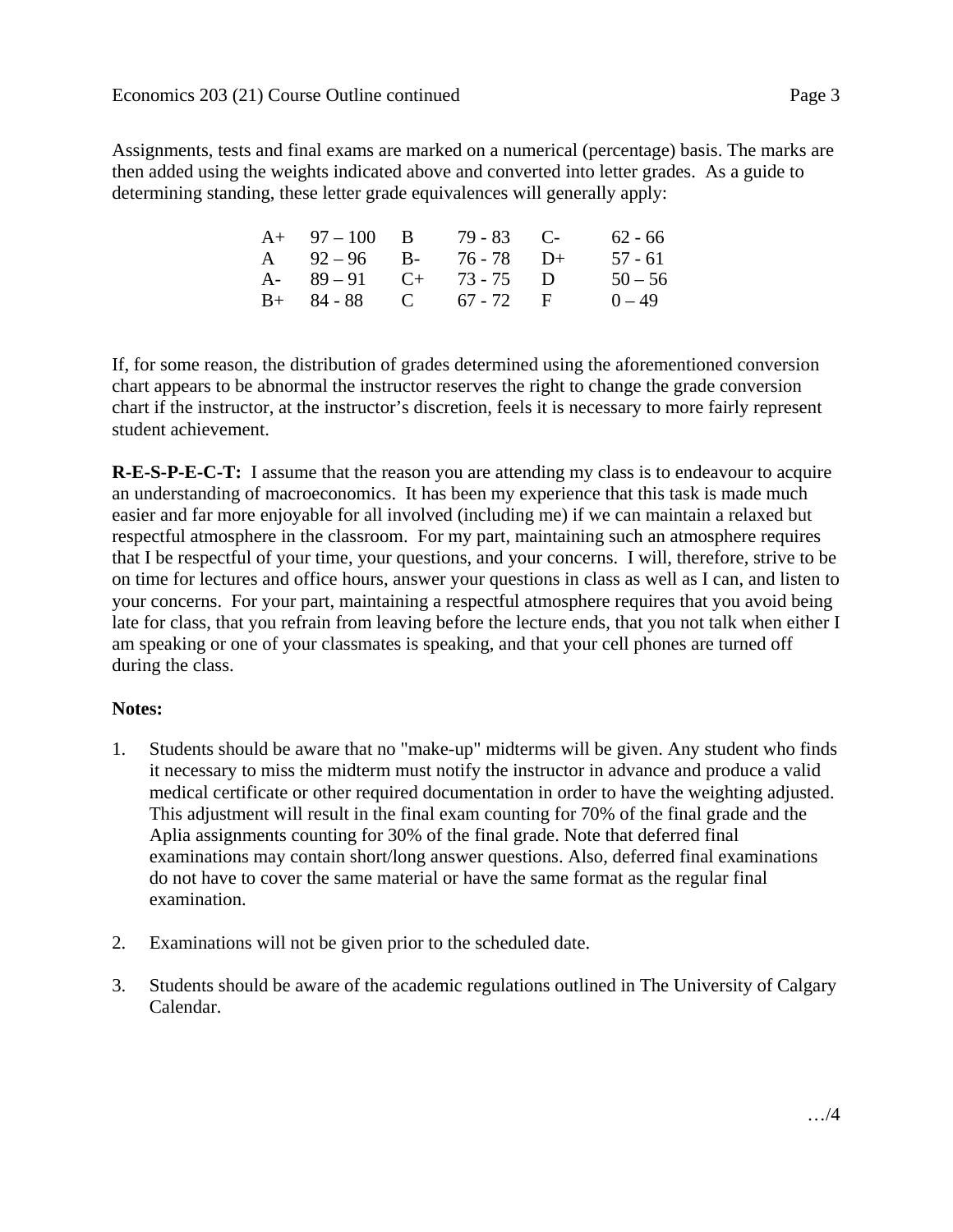Assignments, tests and final exams are marked on a numerical (percentage) basis. The marks are then added using the weights indicated above and converted into letter grades. As a guide to determining standing, these letter grade equivalences will generally apply:

| | | | | | |
|---|---|---|---|---|---|
| A+ | 97 – 100 | B | 79 - 83 | C- | 62 - 66 |
| A | 92 – 96 | B- | 76 - 78 | D+ | 57 - 61 |
| A- | 89 – 91 | C+ | 73 - 75 | D | 50 – 56 |
| B+ | 84 - 88 | C | 67 - 72 | F | 0 – 49 |

If, for some reason, the distribution of grades determined using the aforementioned conversion chart appears to be abnormal the instructor reserves the right to change the grade conversion chart if the instructor, at the instructor's discretion, feels it is necessary to more fairly represent student achievement.

**R-E-S-P-E-C-T:** I assume that the reason you are attending my class is to endeavour to acquire an understanding of macroeconomics. It has been my experience that this task is made much easier and far more enjoyable for all involved (including me) if we can maintain a relaxed but respectful atmosphere in the classroom. For my part, maintaining such an atmosphere requires that I be respectful of your time, your questions, and your concerns. I will, therefore, strive to be on time for lectures and office hours, answer your questions in class as well as I can, and listen to your concerns. For your part, maintaining a respectful atmosphere requires that you avoid being late for class, that you refrain from leaving before the lecture ends, that you not talk when either I am speaking or one of your classmates is speaking, and that your cell phones are turned off during the class.

**Notes:**

1. Students should be aware that no "make-up" midterms will be given. Any student who finds it necessary to miss the midterm must notify the instructor in advance and produce a valid medical certificate or other required documentation in order to have the weighting adjusted. This adjustment will result in the final exam counting for 70% of the final grade and the Aplia assignments counting for 30% of the final grade. Note that deferred final examinations may contain short/long answer questions. Also, deferred final examinations do not have to cover the same material or have the same format as the regular final examination.

2. Examinations will not be given prior to the scheduled date.

3. Students should be aware of the academic regulations outlined in The University of Calgary Calendar.

…/4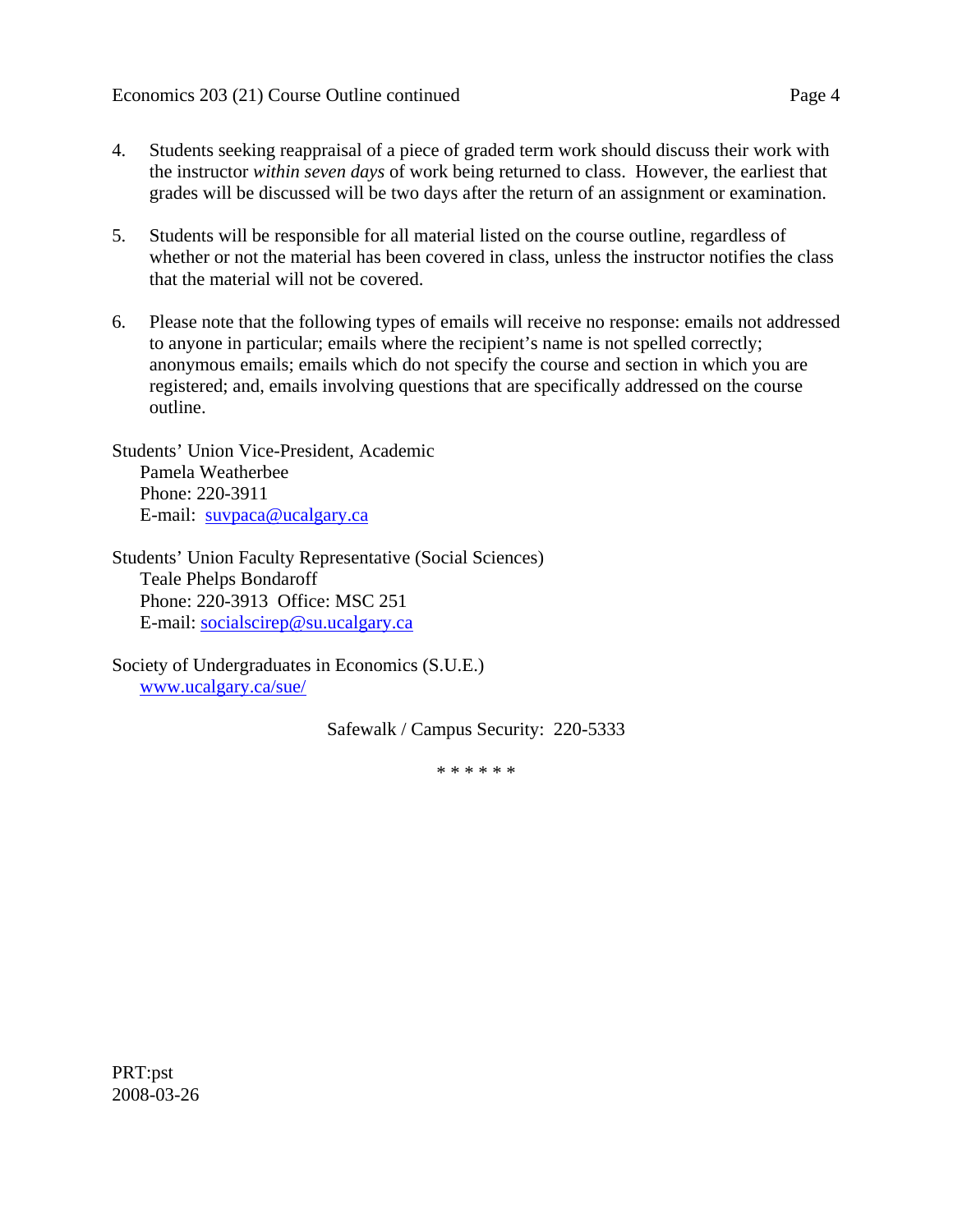4. Students seeking reappraisal of a piece of graded term work should discuss their work with the instructor *within seven days* of work being returned to class. However, the earliest that grades will be discussed will be two days after the return of an assignment or examination.

5. Students will be responsible for all material listed on the course outline, regardless of whether or not the material has been covered in class, unless the instructor notifies the class that the material will not be covered.

6. Please note that the following types of emails will receive no response: emails not addressed to anyone in particular; emails where the recipient's name is not spelled correctly; anonymous emails; emails which do not specify the course and section in which you are registered; and, emails involving questions that are specifically addressed on the course outline.

Students' Union Vice-President, Academic
Pamela Weatherbee
Phone: 220-3911
E-mail: suvpaca@ucalgary.ca

Students' Union Faculty Representative (Social Sciences)
Teale Phelps Bondaroff
Phone: 220-3913 Office: MSC 251
E-mail: socialscirep@su.ucalgary.ca

Society of Undergraduates in Economics (S.U.E.)
www.ucalgary.ca/sue/

Safewalk / Campus Security: 220-5333

* * * * * *

PRT:pst
2008-03-26